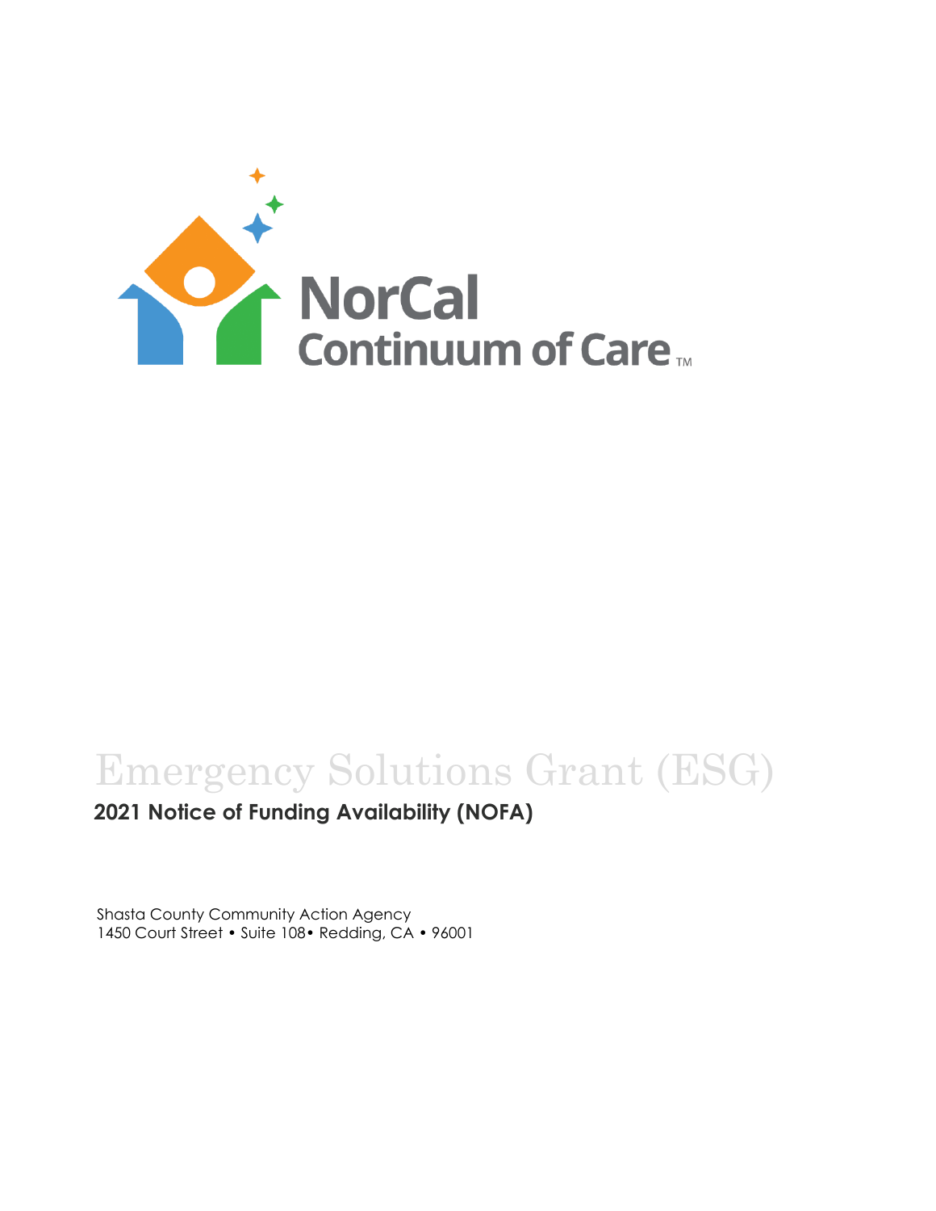NorCal Continuum of Care™

# Emergency Solutions Grant (ESG)

## 2021 Notice of Funding Availability (NOFA)

Shasta County Community Action Agency
1450 Court Street • Suite 108• Redding, CA • 96001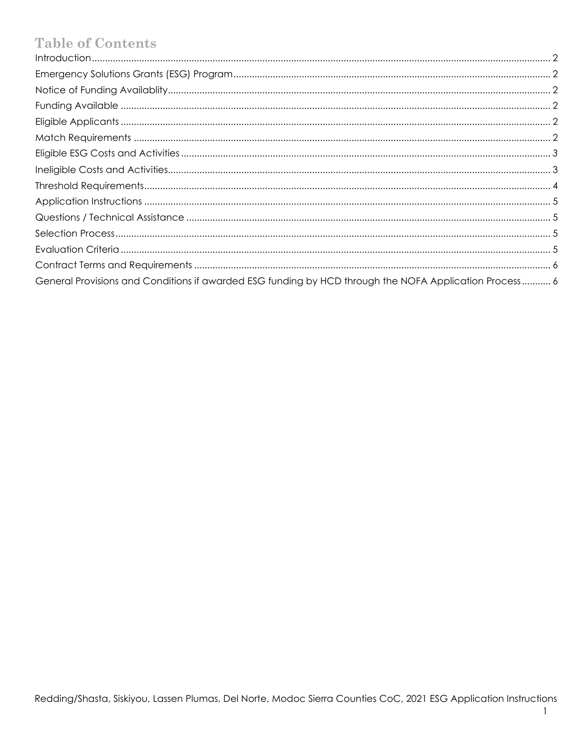# Table of Contents

Introduction ........ 2
Emergency Solutions Grants (ESG) Program ........ 2
Notice of Funding Availablity ........ 2
Funding Available ........ 2
Eligible Applicants ........ 2
Match Requirements ........ 2
Eligible ESG Costs and Activities ........ 3
Ineligible Costs and Activities ........ 3
Threshold Requirements ........ 4
Application Instructions ........ 5
Questions / Technical Assistance ........ 5
Selection Process ........ 5
Evaluation Criteria ........ 5
Contract Terms and Requirements ........ 6
General Provisions and Conditions if awarded ESG funding by HCD through the NOFA Application Process ........ 6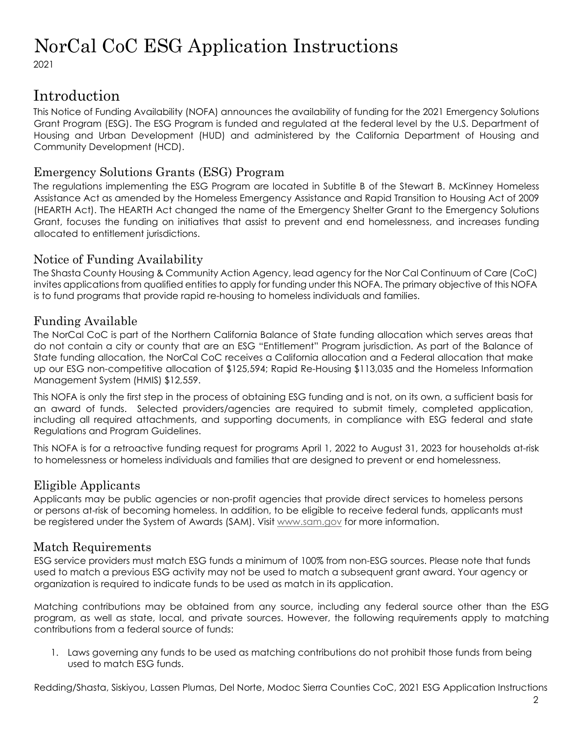# NorCal CoC ESG Application Instructions

2021

## Introduction

This Notice of Funding Availability (NOFA) announces the availability of funding for the 2021 Emergency Solutions Grant Program (ESG). The ESG Program is funded and regulated at the federal level by the U.S. Department of Housing and Urban Development (HUD) and administered by the California Department of Housing and Community Development (HCD).

### Emergency Solutions Grants (ESG) Program

The regulations implementing the ESG Program are located in Subtitle B of the Stewart B. McKinney Homeless Assistance Act as amended by the Homeless Emergency Assistance and Rapid Transition to Housing Act of 2009 (HEARTH Act). The HEARTH Act changed the name of the Emergency Shelter Grant to the Emergency Solutions Grant, focuses the funding on initiatives that assist to prevent and end homelessness, and increases funding allocated to entitlement jurisdictions.

### Notice of Funding Availability

The Shasta County Housing & Community Action Agency, lead agency for the Nor Cal Continuum of Care (CoC) invites applications from qualified entities to apply for funding under this NOFA. The primary objective of this NOFA is to fund programs that provide rapid re-housing to homeless individuals and families.

### Funding Available

The NorCal CoC is part of the Northern California Balance of State funding allocation which serves areas that do not contain a city or county that are an ESG "Entitlement" Program jurisdiction. As part of the Balance of State funding allocation, the NorCal CoC receives a California allocation and a Federal allocation that make up our ESG non-competitive allocation of $125,594; Rapid Re-Housing $113,035 and the Homeless Information Management System (HMIS) $12,559.

This NOFA is only the first step in the process of obtaining ESG funding and is not, on its own, a sufficient basis for an award of funds. Selected providers/agencies are required to submit timely, completed application, including all required attachments, and supporting documents, in compliance with ESG federal and state Regulations and Program Guidelines.

This NOFA is for a retroactive funding request for programs April 1, 2022 to August 31, 2023 for households at-risk to homelessness or homeless individuals and families that are designed to prevent or end homelessness.

### Eligible Applicants

Applicants may be public agencies or non-profit agencies that provide direct services to homeless persons or persons at-risk of becoming homeless. In addition, to be eligible to receive federal funds, applicants must be registered under the System of Awards (SAM). Visit www.sam.gov for more information.

### Match Requirements

ESG service providers must match ESG funds a minimum of 100% from non-ESG sources. Please note that funds used to match a previous ESG activity may not be used to match a subsequent grant award. Your agency or organization is required to indicate funds to be used as match in its application.

Matching contributions may be obtained from any source, including any federal source other than the ESG program, as well as state, local, and private sources. However, the following requirements apply to matching contributions from a federal source of funds:

1. Laws governing any funds to be used as matching contributions do not prohibit those funds from being used to match ESG funds.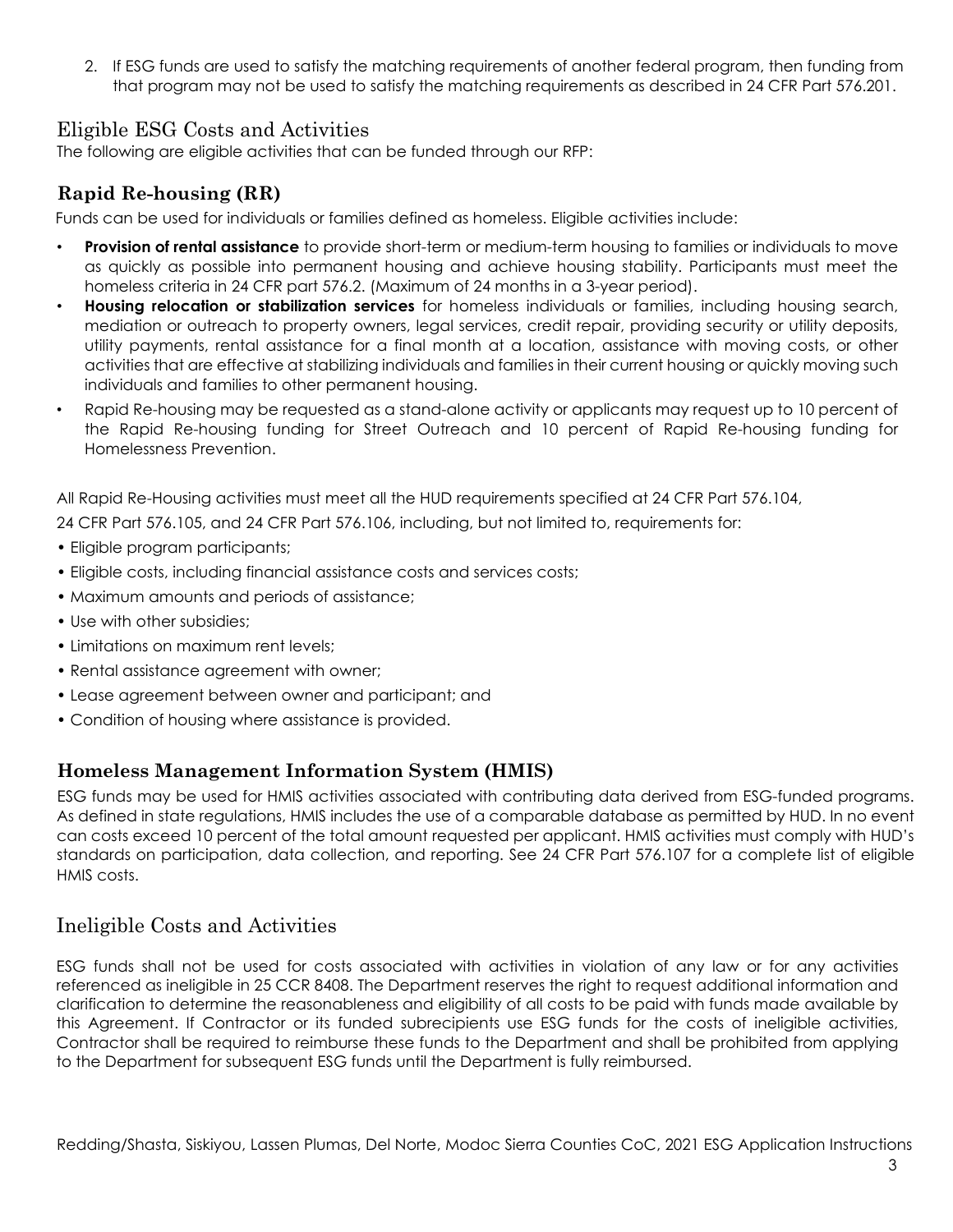2. If ESG funds are used to satisfy the matching requirements of another federal program, then funding from that program may not be used to satisfy the matching requirements as described in 24 CFR Part 576.201.

## Eligible ESG Costs and Activities

The following are eligible activities that can be funded through our RFP:

### Rapid Re-housing (RR)

Funds can be used for individuals or families defined as homeless. Eligible activities include:

- **Provision of rental assistance** to provide short-term or medium-term housing to families or individuals to move as quickly as possible into permanent housing and achieve housing stability. Participants must meet the homeless criteria in 24 CFR part 576.2. (Maximum of 24 months in a 3-year period).
- **Housing relocation or stabilization services** for homeless individuals or families, including housing search, mediation or outreach to property owners, legal services, credit repair, providing security or utility deposits, utility payments, rental assistance for a final month at a location, assistance with moving costs, or other activities that are effective at stabilizing individuals and families in their current housing or quickly moving such individuals and families to other permanent housing.
- Rapid Re-housing may be requested as a stand-alone activity or applicants may request up to 10 percent of the Rapid Re-housing funding for Street Outreach and 10 percent of Rapid Re-housing funding for Homelessness Prevention.

All Rapid Re-Housing activities must meet all the HUD requirements specified at 24 CFR Part 576.104, 24 CFR Part 576.105, and 24 CFR Part 576.106, including, but not limited to, requirements for:

- Eligible program participants;
- Eligible costs, including financial assistance costs and services costs;
- Maximum amounts and periods of assistance;
- Use with other subsidies;
- Limitations on maximum rent levels;
- Rental assistance agreement with owner;
- Lease agreement between owner and participant; and
- Condition of housing where assistance is provided.

### Homeless Management Information System (HMIS)

ESG funds may be used for HMIS activities associated with contributing data derived from ESG-funded programs. As defined in state regulations, HMIS includes the use of a comparable database as permitted by HUD. In no event can costs exceed 10 percent of the total amount requested per applicant. HMIS activities must comply with HUD's standards on participation, data collection, and reporting. See 24 CFR Part 576.107 for a complete list of eligible HMIS costs.

## Ineligible Costs and Activities

ESG funds shall not be used for costs associated with activities in violation of any law or for any activities referenced as ineligible in 25 CCR 8408. The Department reserves the right to request additional information and clarification to determine the reasonableness and eligibility of all costs to be paid with funds made available by this Agreement. If Contractor or its funded subrecipients use ESG funds for the costs of ineligible activities, Contractor shall be required to reimburse these funds to the Department and shall be prohibited from applying to the Department for subsequent ESG funds until the Department is fully reimbursed.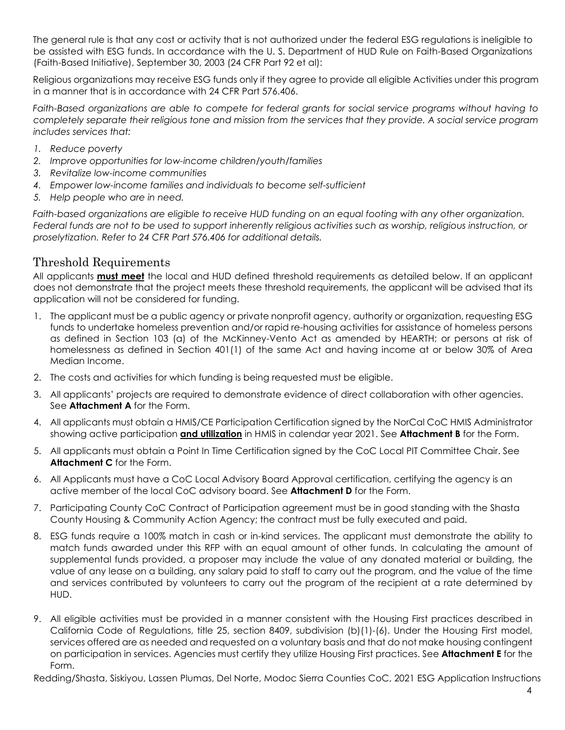The general rule is that any cost or activity that is not authorized under the federal ESG regulations is ineligible to be assisted with ESG funds. In accordance with the U. S. Department of HUD Rule on Faith-Based Organizations (Faith-Based Initiative), September 30, 2003 (24 CFR Part 92 et al):

Religious organizations may receive ESG funds only if they agree to provide all eligible Activities under this program in a manner that is in accordance with 24 CFR Part 576.406.

*Faith-Based organizations are able to compete for federal grants for social service programs without having to completely separate their religious tone and mission from the services that they provide. A social service program includes services that:*

1. *Reduce poverty*
2. *Improve opportunities for low-income children/youth/families*
3. *Revitalize low-income communities*
4. *Empower low-income families and individuals to become self-sufficient*
5. *Help people who are in need.*

*Faith-based organizations are eligible to receive HUD funding on an equal footing with any other organization. Federal funds are not to be used to support inherently religious activities such as worship, religious instruction, or proselytization. Refer to 24 CFR Part 576.406 for additional details.*

## Threshold Requirements

All applicants **must meet** the local and HUD defined threshold requirements as detailed below. If an applicant does not demonstrate that the project meets these threshold requirements, the applicant will be advised that its application will not be considered for funding.

1. The applicant must be a public agency or private nonprofit agency, authority or organization, requesting ESG funds to undertake homeless prevention and/or rapid re-housing activities for assistance of homeless persons as defined in Section 103 (a) of the McKinney-Vento Act as amended by HEARTH; or persons at risk of homelessness as defined in Section 401(1) of the same Act and having income at or below 30% of Area Median Income.
2. The costs and activities for which funding is being requested must be eligible.
3. All applicants' projects are required to demonstrate evidence of direct collaboration with other agencies. See **Attachment A** for the Form.
4. All applicants must obtain a HMIS/CE Participation Certification signed by the NorCal CoC HMIS Administrator showing active participation **and utilization** in HMIS in calendar year 2021. See **Attachment B** for the Form.
5. All applicants must obtain a Point In Time Certification signed by the CoC Local PIT Committee Chair. See **Attachment C** for the Form.
6. All Applicants must have a CoC Local Advisory Board Approval certification, certifying the agency is an active member of the local CoC advisory board. See **Attachment D** for the Form.
7. Participating County CoC Contract of Participation agreement must be in good standing with the Shasta County Housing & Community Action Agency; the contract must be fully executed and paid.
8. ESG funds require a 100% match in cash or in-kind services. The applicant must demonstrate the ability to match funds awarded under this RFP with an equal amount of other funds. In calculating the amount of supplemental funds provided, a proposer may include the value of any donated material or building, the value of any lease on a building, any salary paid to staff to carry out the program, and the value of the time and services contributed by volunteers to carry out the program of the recipient at a rate determined by HUD.
9. All eligible activities must be provided in a manner consistent with the Housing First practices described in California Code of Regulations, title 25, section 8409, subdivision (b)(1)-(6). Under the Housing First model, services offered are as needed and requested on a voluntary basis and that do not make housing contingent on participation in services. Agencies must certify they utilize Housing First practices. See **Attachment E** for the Form.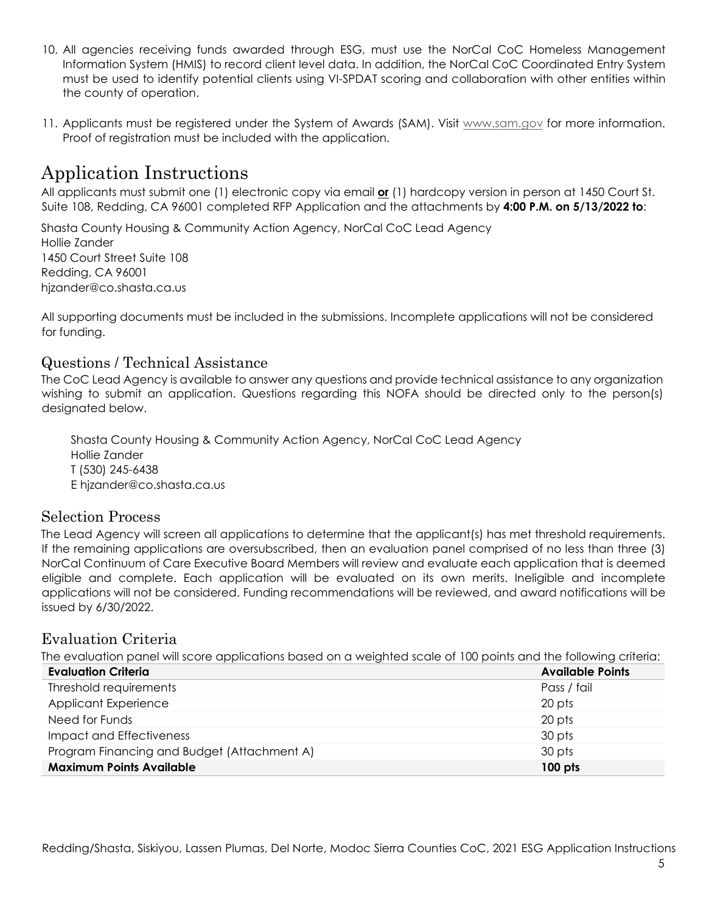10. All agencies receiving funds awarded through ESG, must use the NorCal CoC Homeless Management Information System (HMIS) to record client level data. In addition, the NorCal CoC Coordinated Entry System must be used to identify potential clients using VI-SPDAT scoring and collaboration with other entities within the county of operation.

11. Applicants must be registered under the System of Awards (SAM). Visit www.sam.gov for more information. Proof of registration must be included with the application.

# Application Instructions

All applicants must submit one (1) electronic copy via email **or** (1) hardcopy version in person at 1450 Court St. Suite 108, Redding, CA 96001 completed RFP Application and the attachments by **4:00 P.M. on 5/13/2022 to**:

Shasta County Housing & Community Action Agency, NorCal CoC Lead Agency
Hollie Zander
1450 Court Street Suite 108
Redding, CA 96001
hjzander@co.shasta.ca.us

All supporting documents must be included in the submissions. Incomplete applications will not be considered for funding.

## Questions / Technical Assistance

The CoC Lead Agency is available to answer any questions and provide technical assistance to any organization wishing to submit an application. Questions regarding this NOFA should be directed only to the person(s) designated below.

Shasta County Housing & Community Action Agency, NorCal CoC Lead Agency
Hollie Zander
T (530) 245-6438
E hjzander@co.shasta.ca.us

## Selection Process

The Lead Agency will screen all applications to determine that the applicant(s) has met threshold requirements. If the remaining applications are oversubscribed, then an evaluation panel comprised of no less than three (3) NorCal Continuum of Care Executive Board Members will review and evaluate each application that is deemed eligible and complete. Each application will be evaluated on its own merits. Ineligible and incomplete applications will not be considered. Funding recommendations will be reviewed, and award notifications will be issued by 6/30/2022.

## Evaluation Criteria

The evaluation panel will score applications based on a weighted scale of 100 points and the following criteria:

| Evaluation Criteria | Available Points |
|---|---|
| Threshold requirements | Pass / fail |
| Applicant Experience | 20 pts |
| Need for Funds | 20 pts |
| Impact and Effectiveness | 30 pts |
| Program Financing and Budget (Attachment A) | 30 pts |
| **Maximum Points Available** | **100 pts** |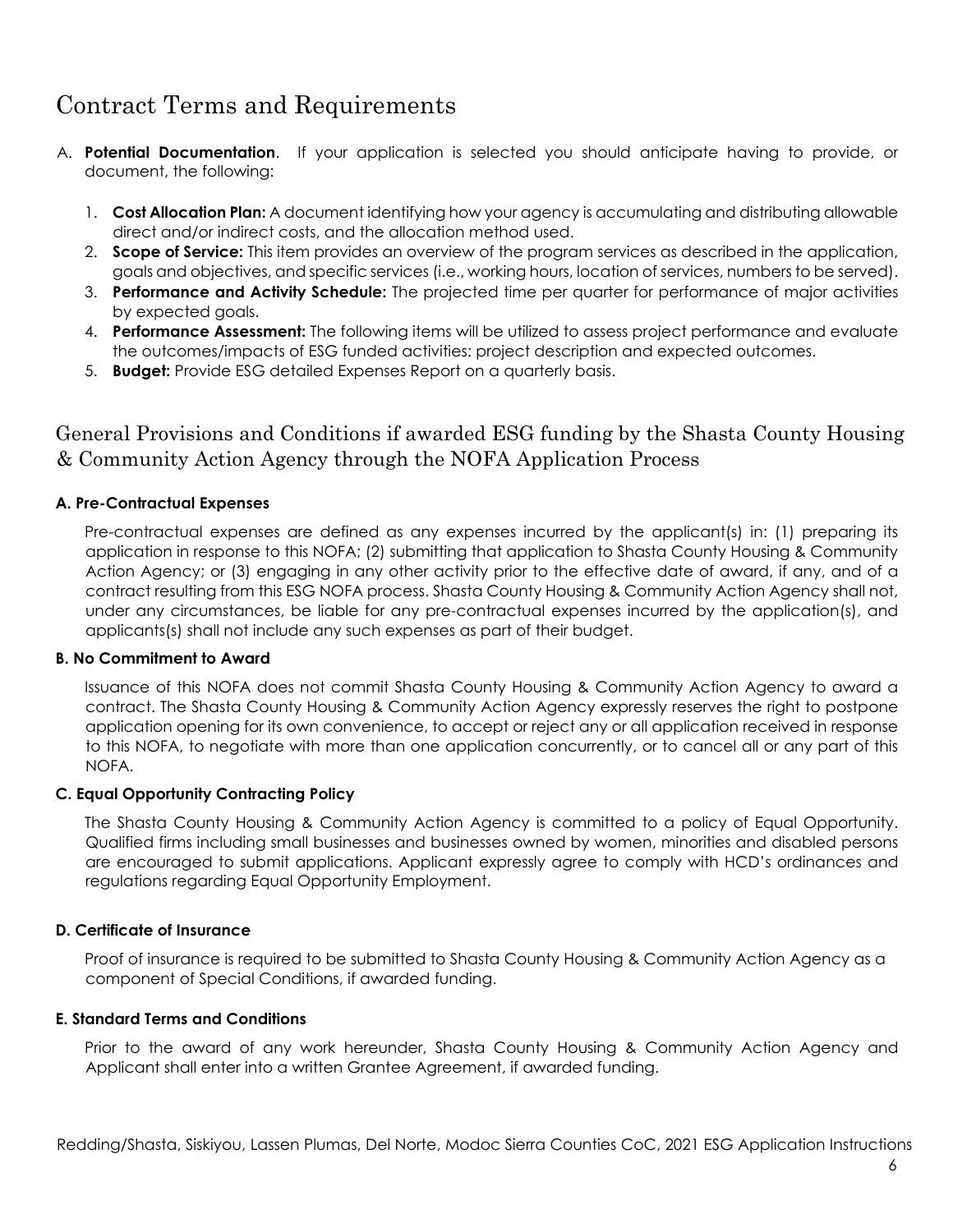# Contract Terms and Requirements

A. **Potential Documentation**. If your application is selected you should anticipate having to provide, or document, the following:

1. **Cost Allocation Plan:** A document identifying how your agency is accumulating and distributing allowable direct and/or indirect costs, and the allocation method used.
2. **Scope of Service:** This item provides an overview of the program services as described in the application, goals and objectives, and specific services (i.e., working hours, location of services, numbers to be served).
3. **Performance and Activity Schedule:** The projected time per quarter for performance of major activities by expected goals.
4. **Performance Assessment:** The following items will be utilized to assess project performance and evaluate the outcomes/impacts of ESG funded activities: project description and expected outcomes.
5. **Budget:** Provide ESG detailed Expenses Report on a quarterly basis.

## General Provisions and Conditions if awarded ESG funding by the Shasta County Housing & Community Action Agency through the NOFA Application Process

**A. Pre-Contractual Expenses**

Pre-contractual expenses are defined as any expenses incurred by the applicant(s) in: (1) preparing its application in response to this NOFA; (2) submitting that application to Shasta County Housing & Community Action Agency; or (3) engaging in any other activity prior to the effective date of award, if any, and of a contract resulting from this ESG NOFA process. Shasta County Housing & Community Action Agency shall not, under any circumstances, be liable for any pre-contractual expenses incurred by the application(s), and applicants(s) shall not include any such expenses as part of their budget.

**B. No Commitment to Award**

Issuance of this NOFA does not commit Shasta County Housing & Community Action Agency to award a contract. The Shasta County Housing & Community Action Agency expressly reserves the right to postpone application opening for its own convenience, to accept or reject any or all application received in response to this NOFA, to negotiate with more than one application concurrently, or to cancel all or any part of this NOFA.

**C. Equal Opportunity Contracting Policy**

The Shasta County Housing & Community Action Agency is committed to a policy of Equal Opportunity. Qualified firms including small businesses and businesses owned by women, minorities and disabled persons are encouraged to submit applications. Applicant expressly agree to comply with HCD's ordinances and regulations regarding Equal Opportunity Employment.

**D. Certificate of Insurance**

Proof of insurance is required to be submitted to Shasta County Housing & Community Action Agency as a component of Special Conditions, if awarded funding.

**E. Standard Terms and Conditions**

Prior to the award of any work hereunder, Shasta County Housing & Community Action Agency and Applicant shall enter into a written Grantee Agreement, if awarded funding.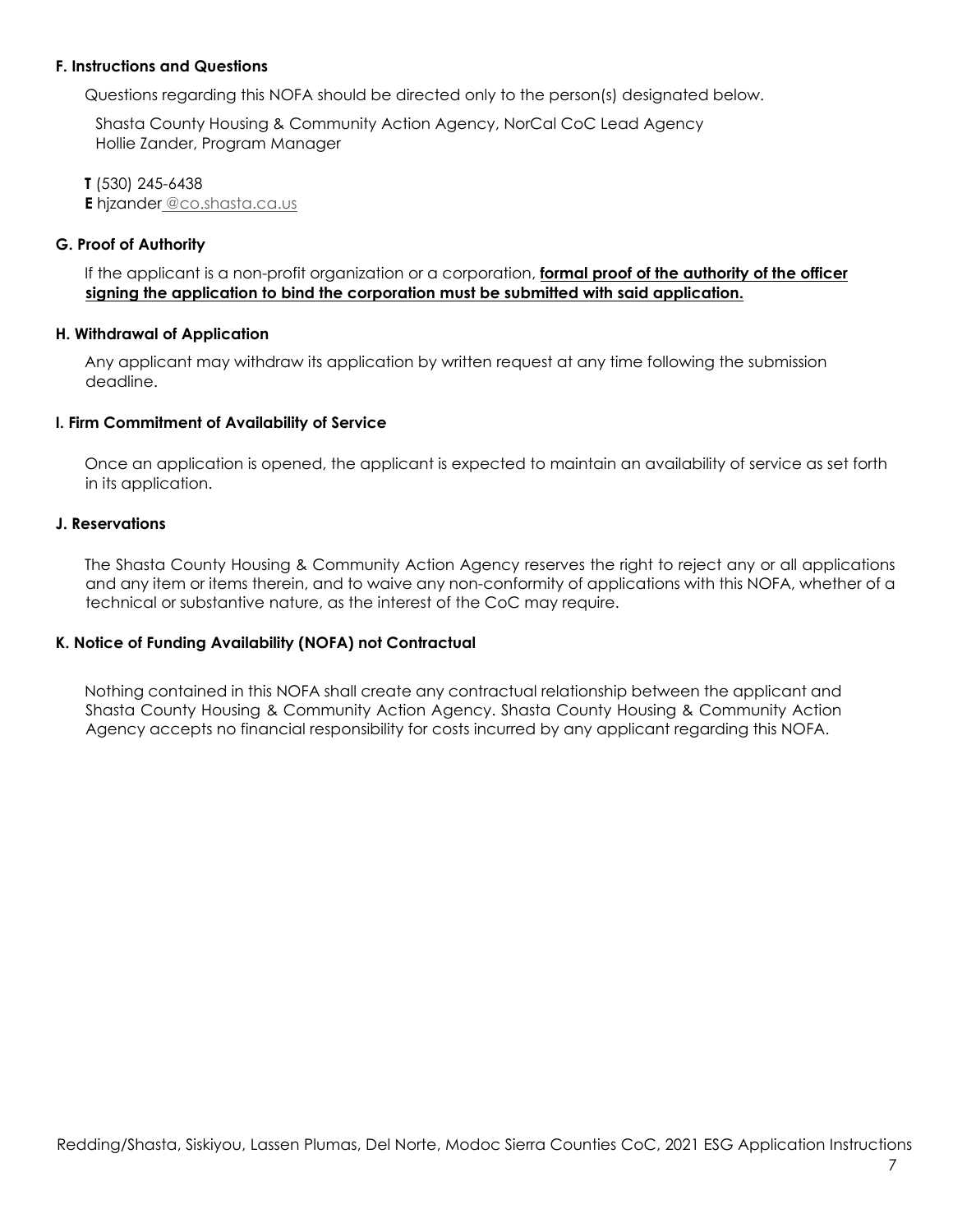### F. Instructions and Questions

Questions regarding this NOFA should be directed only to the person(s) designated below.

Shasta County Housing & Community Action Agency, NorCal CoC Lead Agency
Hollie Zander, Program Manager

**T** (530) 245-6438
**E** hjzander @co.shasta.ca.us

### G. Proof of Authority

If the applicant is a non-profit organization or a corporation, **formal proof of the authority of the officer signing the application to bind the corporation must be submitted with said application.**

### H. Withdrawal of Application

Any applicant may withdraw its application by written request at any time following the submission deadline.

### I. Firm Commitment of Availability of Service

Once an application is opened, the applicant is expected to maintain an availability of service as set forth in its application.

### J. Reservations

The Shasta County Housing & Community Action Agency reserves the right to reject any or all applications and any item or items therein, and to waive any non-conformity of applications with this NOFA, whether of a technical or substantive nature, as the interest of the CoC may require.

### K. Notice of Funding Availability (NOFA) not Contractual

Nothing contained in this NOFA shall create any contractual relationship between the applicant and Shasta County Housing & Community Action Agency. Shasta County Housing & Community Action Agency accepts no financial responsibility for costs incurred by any applicant regarding this NOFA.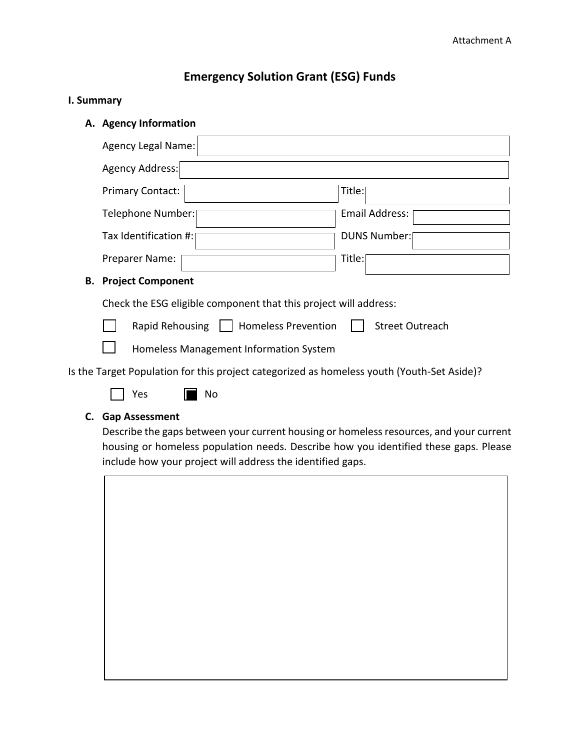Attachment A

# Emergency Solution Grant (ESG) Funds

## I. Summary

### A. Agency Information

Agency Legal Name:

Agency Address:

Primary Contact: Title:

Telephone Number: Email Address:

Tax Identification #: DUNS Number:

Preparer Name: Title:

### B. Project Component

Check the ESG eligible component that this project will address:

☐ Rapid Rehousing ☐ Homeless Prevention ☐ Street Outreach

☐ Homeless Management Information System

Is the Target Population for this project categorized as homeless youth (Youth-Set Aside)?

☐ Yes ☒ No

### C. Gap Assessment

Describe the gaps between your current housing or homeless resources, and your current housing or homeless population needs. Describe how you identified these gaps. Please include how your project will address the identified gaps.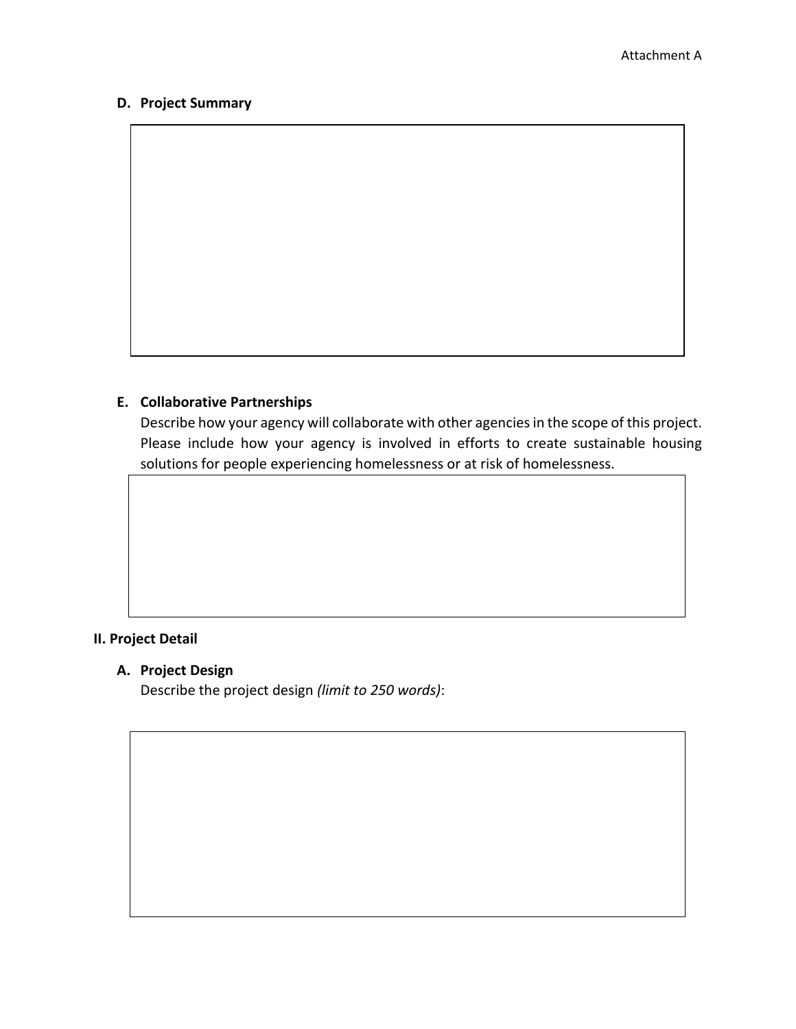### D. Project Summary

### E. Collaborative Partnerships

Describe how your agency will collaborate with other agencies in the scope of this project. Please include how your agency is involved in efforts to create sustainable housing solutions for people experiencing homelessness or at risk of homelessness.

## II. Project Detail

### A. Project Design

Describe the project design *(limit to 250 words)*: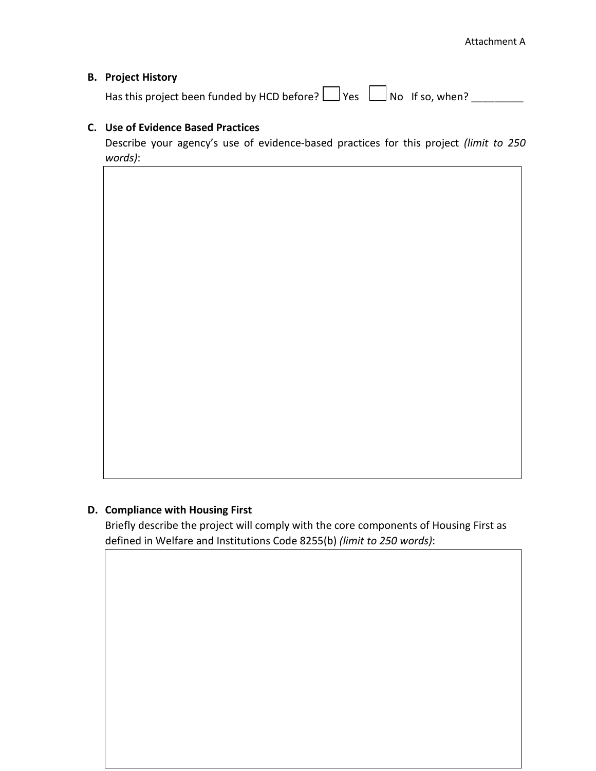**B. Project History**

Has this project been funded by HCD before? ☐ Yes ☐ No If so, when? _________

**C. Use of Evidence Based Practices**

Describe your agency's use of evidence-based practices for this project *(limit to 250 words)*:

|   |
|---|
|   |

**D. Compliance with Housing First**

Briefly describe the project will comply with the core components of Housing First as defined in Welfare and Institutions Code 8255(b) *(limit to 250 words)*:

|   |
|---|
|   |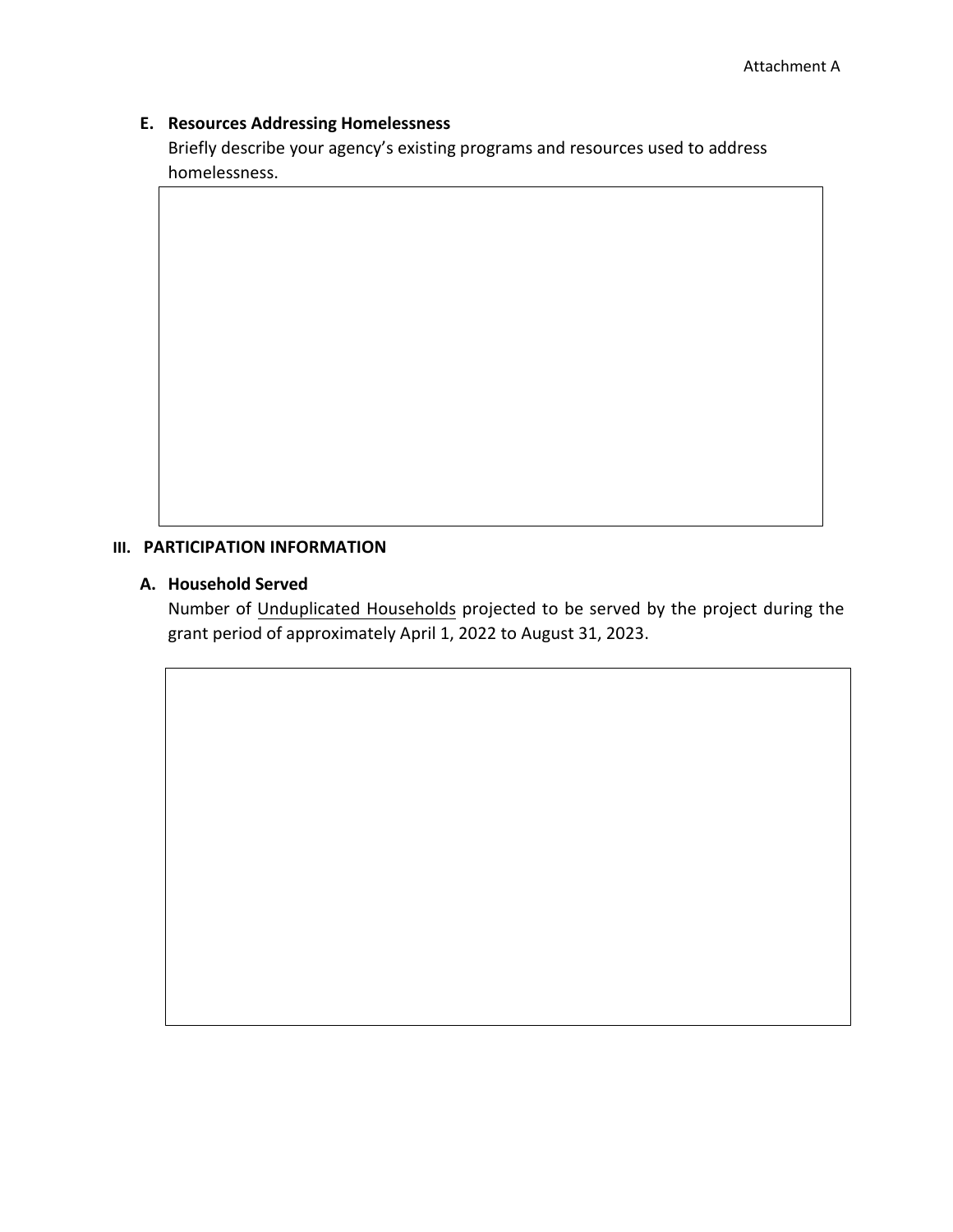### E. Resources Addressing Homelessness

Briefly describe your agency's existing programs and resources used to address homelessness.

## III. PARTICIPATION INFORMATION

### A. Household Served

Number of Unduplicated Households projected to be served by the project during the grant period of approximately April 1, 2022 to August 31, 2023.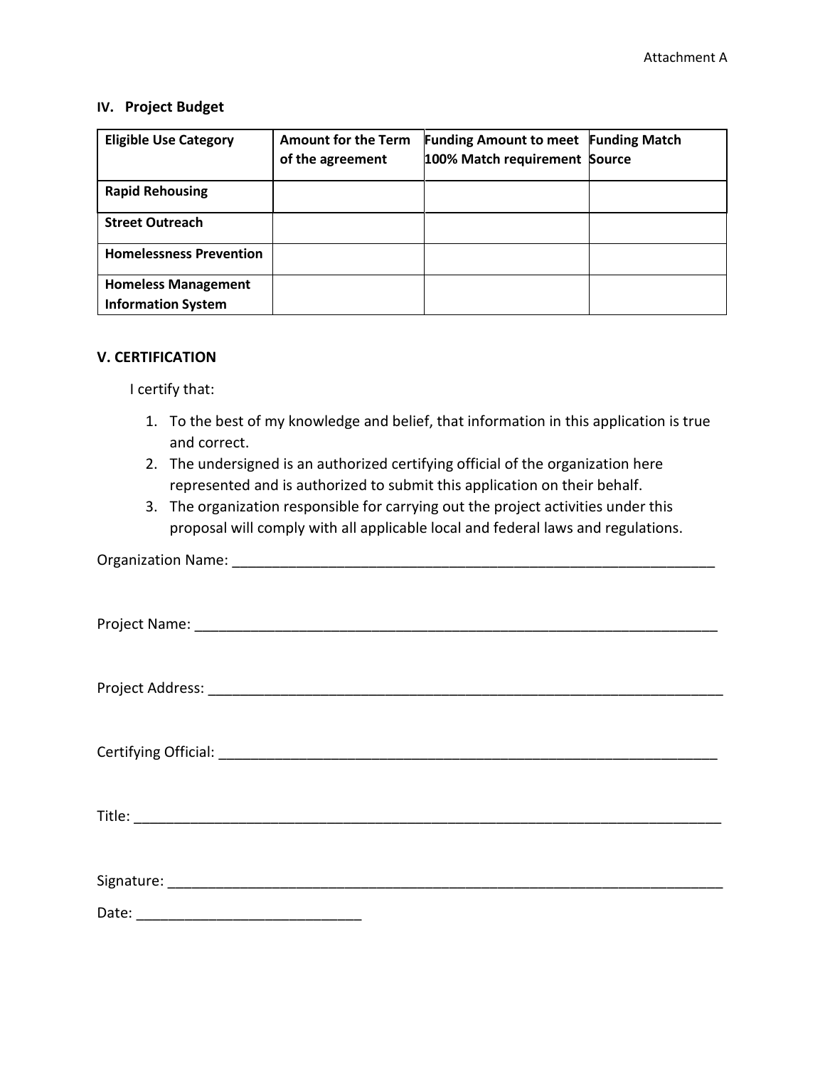Attachment A

## IV. Project Budget

| Eligible Use Category | Amount for the Term of the agreement | Funding Amount to meet 100% Match requirement | Funding Match Source |
|---|---|---|---|
| **Rapid Rehousing** | | | |
| **Street Outreach** | | | |
| **Homelessness Prevention** | | | |
| **Homeless Management Information System** | | | |

## V. CERTIFICATION

I certify that:

1. To the best of my knowledge and belief, that information in this application is true and correct.
2. The undersigned is an authorized certifying official of the organization here represented and is authorized to submit this application on their behalf.
3. The organization responsible for carrying out the project activities under this proposal will comply with all applicable local and federal laws and regulations.

Organization Name: _______________________________________________________________

Project Name: ___________________________________________________________________

Project Address: _________________________________________________________________

Certifying Official: _______________________________________________________________

Title: _________________________________________________________________________

Signature: _____________________________________________________________________

Date: ____________________________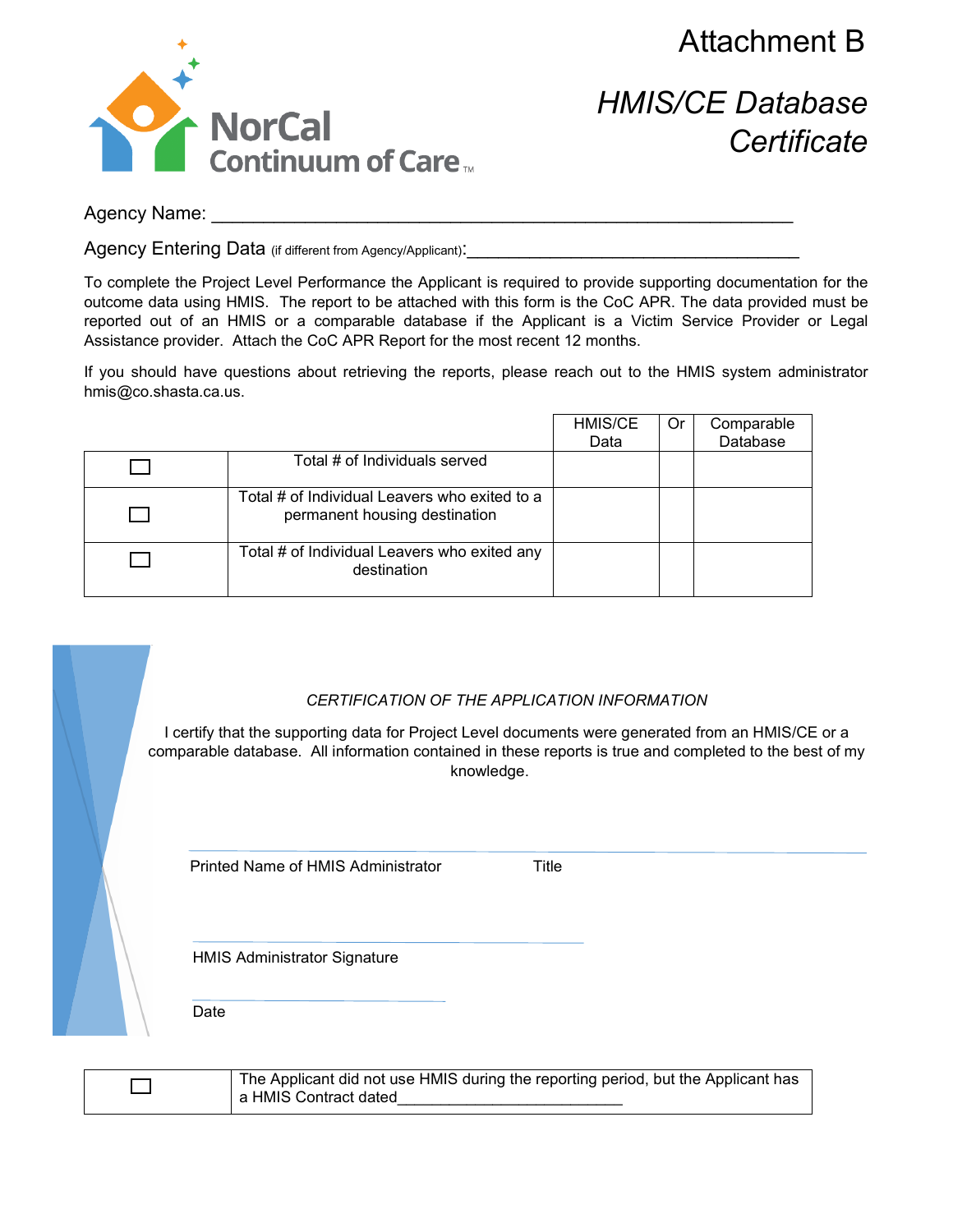NorCal Continuum of Care™

# Attachment B

## *HMIS/CE Database Certificate*

Agency Name: ___________________________________________________________

Agency Entering Data (if different from Agency/Applicant): ____________________________________

To complete the Project Level Performance the Applicant is required to provide supporting documentation for the outcome data using HMIS. The report to be attached with this form is the CoC APR. The data provided must be reported out of an HMIS or a comparable database if the Applicant is a Victim Service Provider or Legal Assistance provider. Attach the CoC APR Report for the most recent 12 months.

If you should have questions about retrieving the reports, please reach out to the HMIS system administrator hmis@co.shasta.ca.us.

| | | HMIS/CE Data | Or | Comparable Database |
|---|---|---|---|---|
| ☐ | Total # of Individuals served | | | |
| ☐ | Total # of Individual Leavers who exited to a permanent housing destination | | | |
| ☐ | Total # of Individual Leavers who exited any destination | | | |

*CERTIFICATION OF THE APPLICATION INFORMATION*

I certify that the supporting data for Project Level documents were generated from an HMIS/CE or a comparable database. All information contained in these reports is true and completed to the best of my knowledge.

______________________________________________________________________

Printed Name of HMIS Administrator                    Title

______________________________________

HMIS Administrator Signature

______________________________

Date

| | |
|---|---|
| ☐ | The Applicant did not use HMIS during the reporting period, but the Applicant has a HMIS Contract dated__________________________ |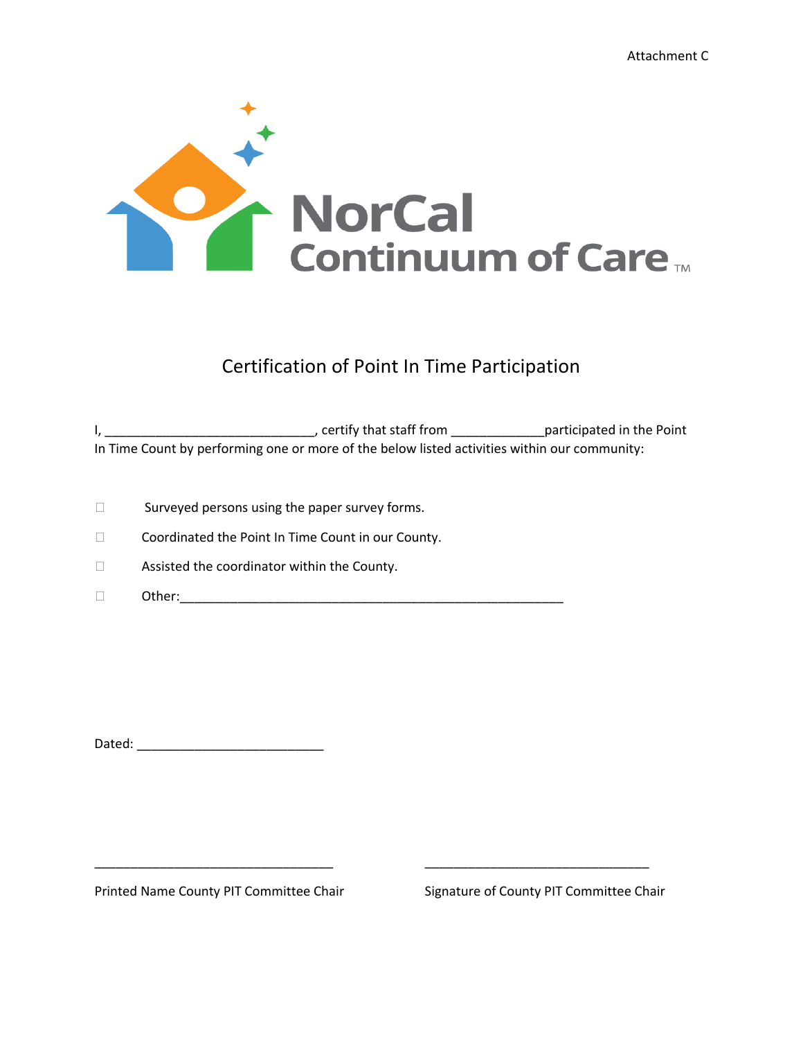Attachment C

NorCal Continuum of Care™

# Certification of Point In Time Participation

I, _____________________________, certify that staff from _____________participated in the Point In Time Count by performing one or more of the below listed activities within our community:

☐ Surveyed persons using the paper survey forms.

☐ Coordinated the Point In Time Count in our County.

☐ Assisted the coordinator within the County.

☐ Other:_____________________________________________________

Dated: __________________________

_________________________________ Printed Name County PIT Committee Chair

_______________________________ Signature of County PIT Committee Chair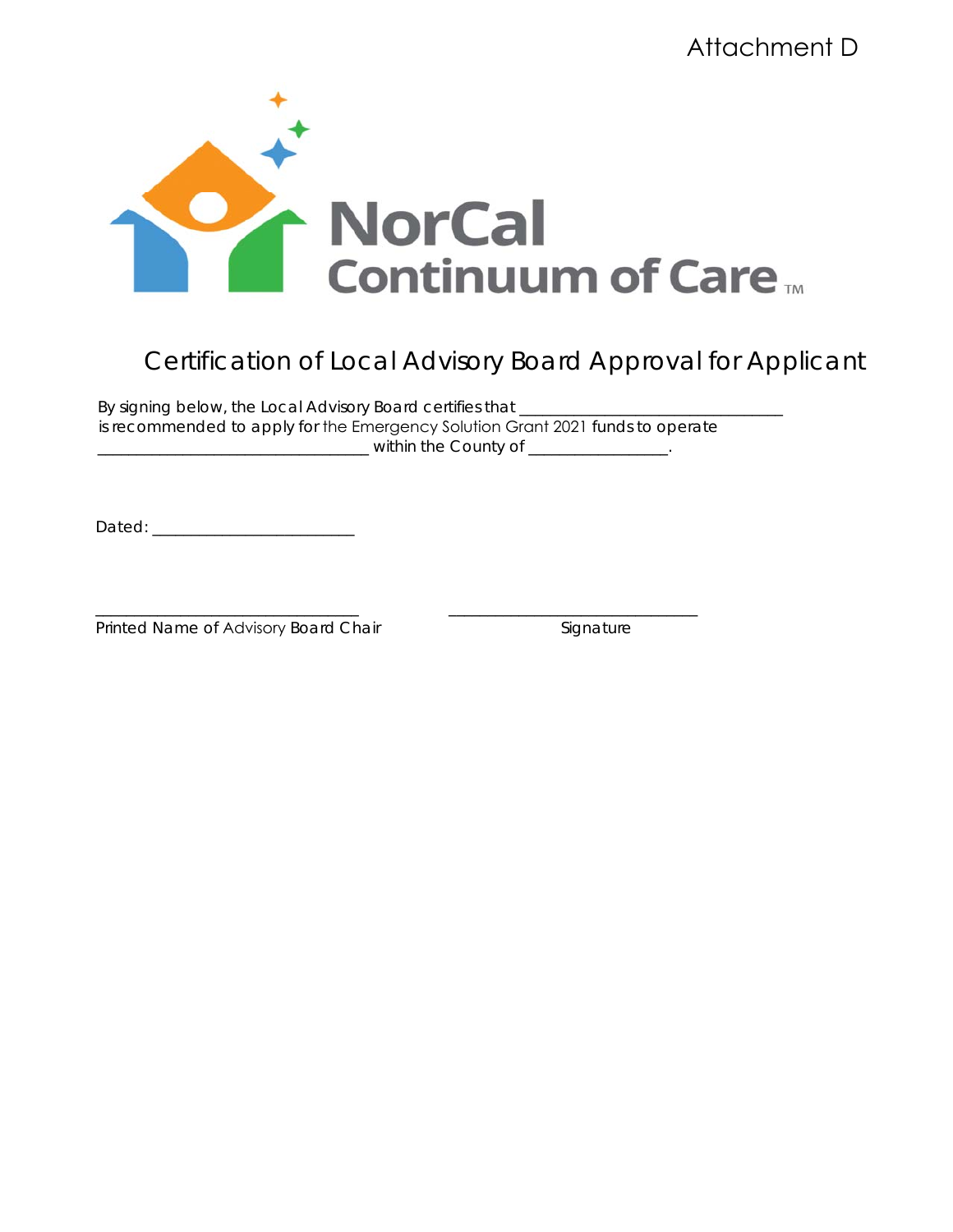Attachment D

NorCal Continuum of Care™

# Certification of Local Advisory Board Approval for Applicant

By signing below, the Local Advisory Board certifies that ________________________________ is recommended to apply for the Emergency Solution Grant 2021 funds to operate ________________________________ within the County of ________________.

Dated: ________________________

________________________________ ________________________________

Printed Name of Advisory Board Chair Signature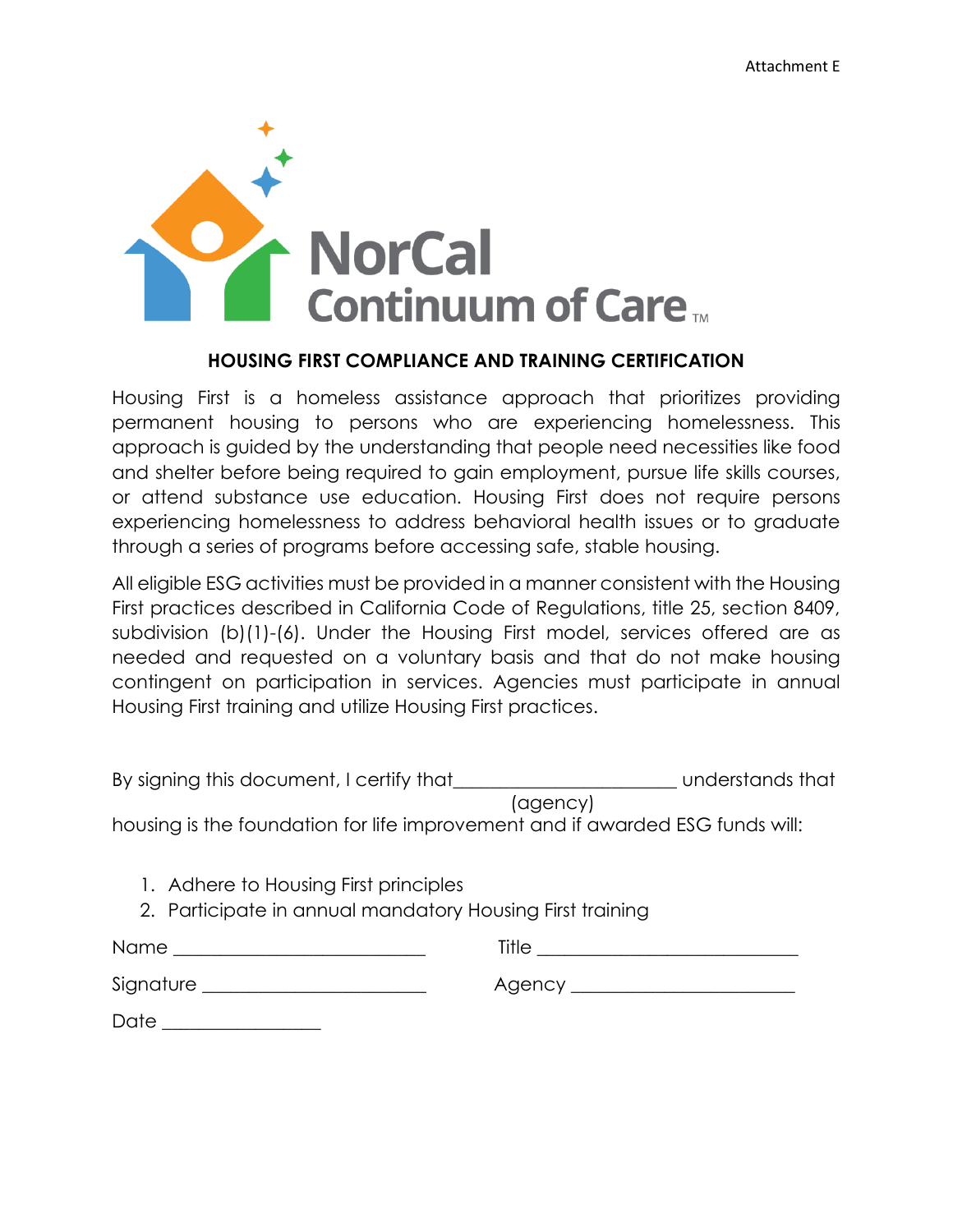Attachment E

NorCal Continuum of Care™

## HOUSING FIRST COMPLIANCE AND TRAINING CERTIFICATION

Housing First is a homeless assistance approach that prioritizes providing permanent housing to persons who are experiencing homelessness. This approach is guided by the understanding that people need necessities like food and shelter before being required to gain employment, pursue life skills courses, or attend substance use education. Housing First does not require persons experiencing homelessness to address behavioral health issues or to graduate through a series of programs before accessing safe, stable housing.

All eligible ESG activities must be provided in a manner consistent with the Housing First practices described in California Code of Regulations, title 25, section 8409, subdivision (b)(1)-(6). Under the Housing First model, services offered are as needed and requested on a voluntary basis and that do not make housing contingent on participation in services. Agencies must participate in annual Housing First training and utilize Housing First practices.

By signing this document, I certify that______________________ understands that
(agency)
housing is the foundation for life improvement and if awarded ESG funds will:

1. Adhere to Housing First principles
2. Participate in annual mandatory Housing First training

Name ________________________ Title ________________________

Signature ________________________ Agency ________________________

Date ________________